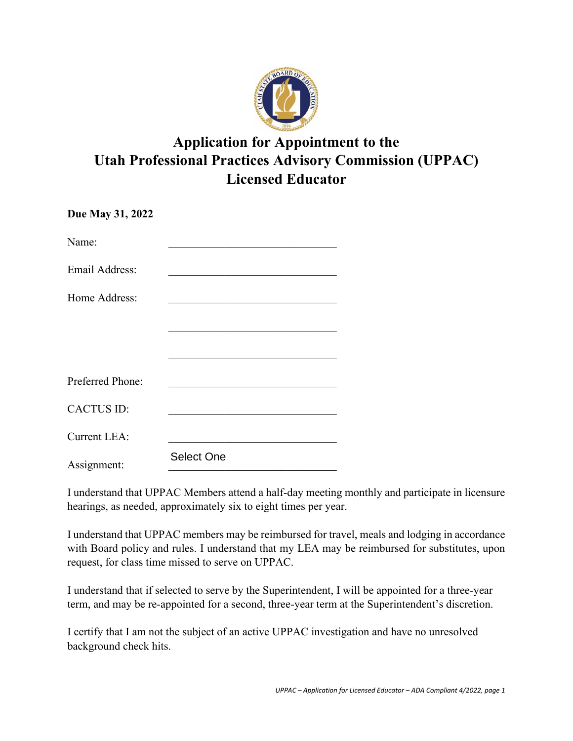# Application for Appointment to the Utah Professional Practices Advisory Commission (UPPAC) Licensed Educator

**Due May 31, 2022**

Name: ______________________________

Email Address: ______________________________

Home Address: ______________________________

______________________________

______________________________

Preferred Phone: ______________________________

CACTUS ID: ______________________________

Current LEA: ______________________________

Assignment: Select One

I understand that UPPAC Members attend a half-day meeting monthly and participate in licensure hearings, as needed, approximately six to eight times per year.

I understand that UPPAC members may be reimbursed for travel, meals and lodging in accordance with Board policy and rules. I understand that my LEA may be reimbursed for substitutes, upon request, for class time missed to serve on UPPAC.

I understand that if selected to serve by the Superintendent, I will be appointed for a three-year term, and may be re-appointed for a second, three-year term at the Superintendent's discretion.

I certify that I am not the subject of an active UPPAC investigation and have no unresolved background check hits.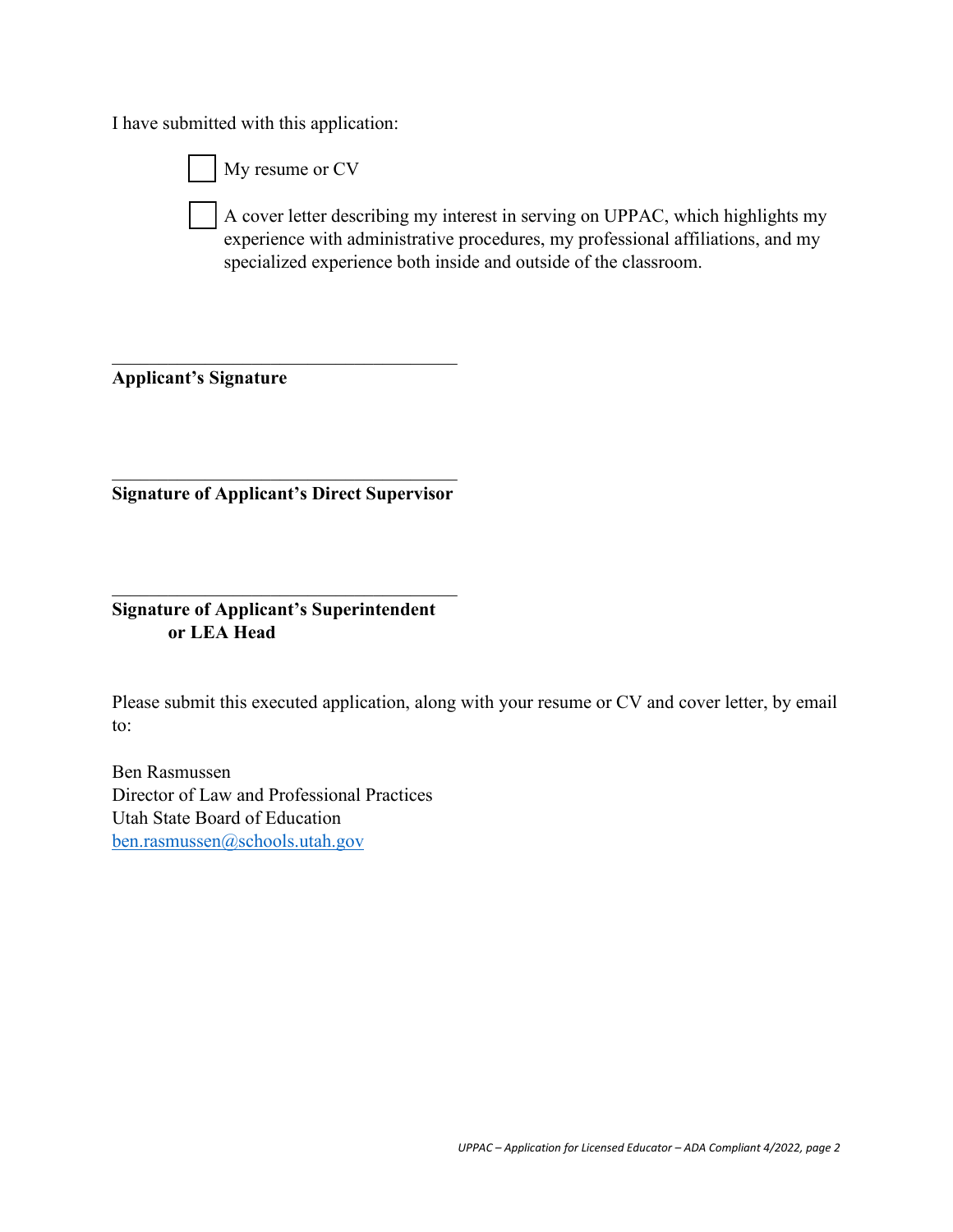I have submitted with this application:

- [ ] My resume or CV
- [ ] A cover letter describing my interest in serving on UPPAC, which highlights my experience with administrative procedures, my professional affiliations, and my specialized experience both inside and outside of the classroom.

\_\_\_\_\_\_\_\_\_\_\_\_\_\_\_\_\_\_\_\_\_\_\_\_\_\_\_\_\_\_\_\_\_\_\_\_

**Applicant's Signature**

\_\_\_\_\_\_\_\_\_\_\_\_\_\_\_\_\_\_\_\_\_\_\_\_\_\_\_\_\_\_\_\_\_\_\_\_

**Signature of Applicant's Direct Supervisor**

\_\_\_\_\_\_\_\_\_\_\_\_\_\_\_\_\_\_\_\_\_\_\_\_\_\_\_\_\_\_\_\_\_\_\_\_

**Signature of Applicant's Superintendent or LEA Head**

Please submit this executed application, along with your resume or CV and cover letter, by email to:

Ben Rasmussen
Director of Law and Professional Practices
Utah State Board of Education
ben.rasmussen@schools.utah.gov